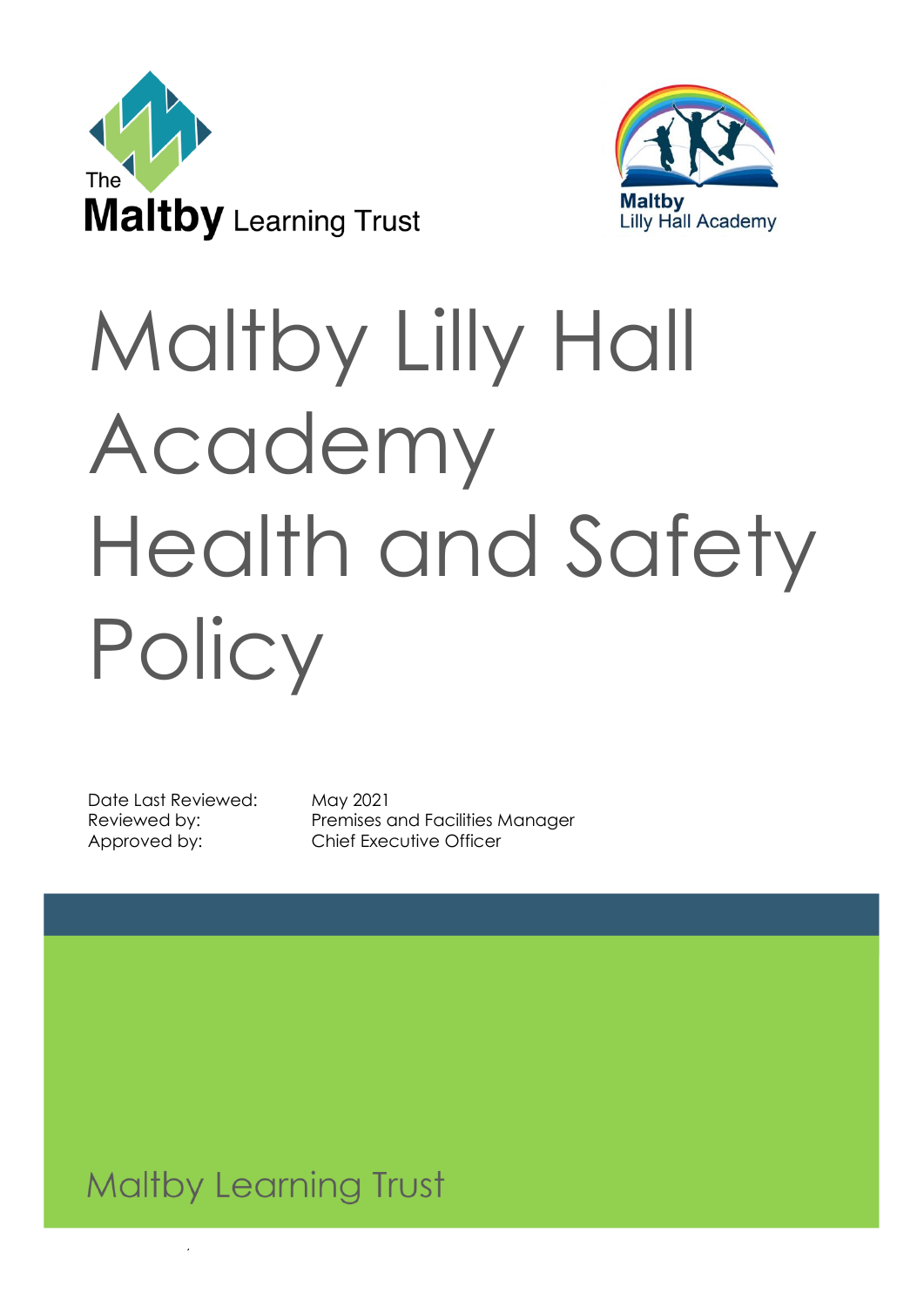The Maltby Learning Trust

Maltby Lilly Hall Academy

# Maltby Lilly Hall Academy Health and Safety Policy

Date Last Reviewed: May 2021
Reviewed by: Premises and Facilities Manager
Approved by: Chief Executive Officer

Maltby Learning Trust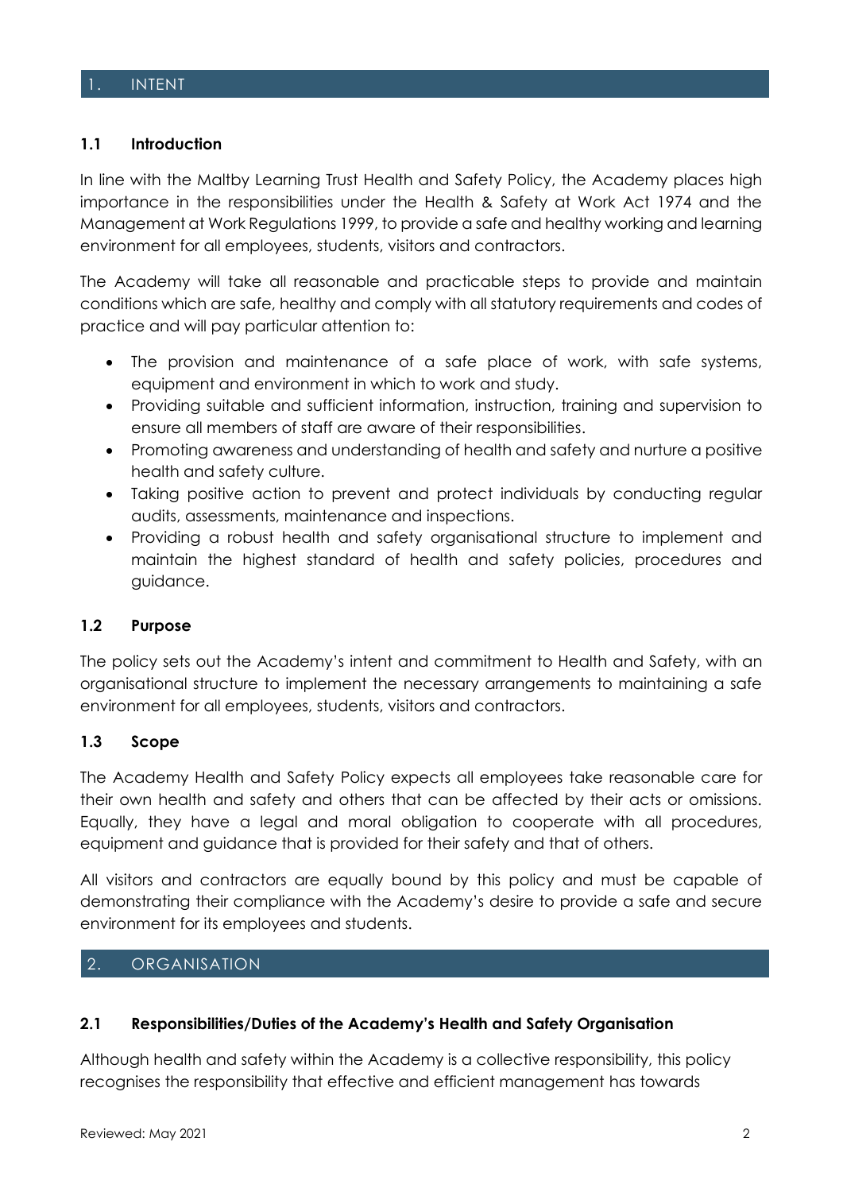## 1. INTENT

### 1.1 Introduction

In line with the Maltby Learning Trust Health and Safety Policy, the Academy places high importance in the responsibilities under the Health & Safety at Work Act 1974 and the Management at Work Regulations 1999, to provide a safe and healthy working and learning environment for all employees, students, visitors and contractors.

The Academy will take all reasonable and practicable steps to provide and maintain conditions which are safe, healthy and comply with all statutory requirements and codes of practice and will pay particular attention to:

- The provision and maintenance of a safe place of work, with safe systems, equipment and environment in which to work and study.
- Providing suitable and sufficient information, instruction, training and supervision to ensure all members of staff are aware of their responsibilities.
- Promoting awareness and understanding of health and safety and nurture a positive health and safety culture.
- Taking positive action to prevent and protect individuals by conducting regular audits, assessments, maintenance and inspections.
- Providing a robust health and safety organisational structure to implement and maintain the highest standard of health and safety policies, procedures and guidance.

### 1.2 Purpose

The policy sets out the Academy's intent and commitment to Health and Safety, with an organisational structure to implement the necessary arrangements to maintaining a safe environment for all employees, students, visitors and contractors.

### 1.3 Scope

The Academy Health and Safety Policy expects all employees take reasonable care for their own health and safety and others that can be affected by their acts or omissions. Equally, they have a legal and moral obligation to cooperate with all procedures, equipment and guidance that is provided for their safety and that of others.

All visitors and contractors are equally bound by this policy and must be capable of demonstrating their compliance with the Academy's desire to provide a safe and secure environment for its employees and students.

## 2. ORGANISATION

### 2.1 Responsibilities/Duties of the Academy's Health and Safety Organisation

Although health and safety within the Academy is a collective responsibility, this policy recognises the responsibility that effective and efficient management has towards

Reviewed: May 2021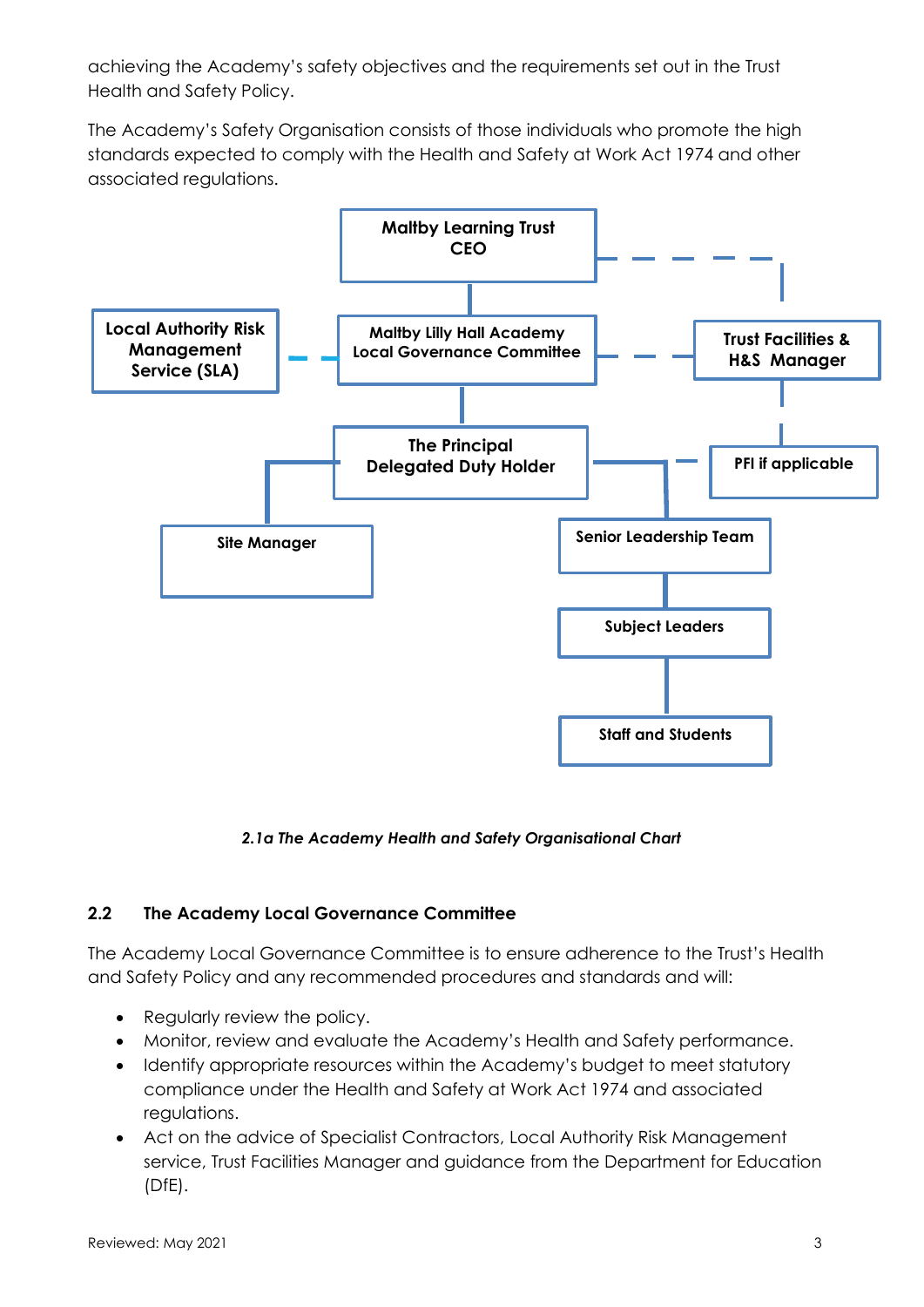achieving the Academy's safety objectives and the requirements set out in the Trust Health and Safety Policy.

The Academy's Safety Organisation consists of those individuals who promote the high standards expected to comply with the Health and Safety at Work Act 1974 and other associated regulations.

- **Maltby Learning Trust CEO**
- **Local Authority Risk Management Service (SLA)**
- **Maltby Lilly Hall Academy Local Governance Committee**
- **Trust Facilities & H&S Manager**
- **The Principal Delegated Duty Holder**
- **PFI if applicable**
- **Site Manager**
- **Senior Leadership Team**
- **Subject Leaders**
- **Staff and Students**

***2.1a The Academy Health and Safety Organisational Chart***

### 2.2 The Academy Local Governance Committee

The Academy Local Governance Committee is to ensure adherence to the Trust's Health and Safety Policy and any recommended procedures and standards and will:

- Regularly review the policy.
- Monitor, review and evaluate the Academy's Health and Safety performance.
- Identify appropriate resources within the Academy's budget to meet statutory compliance under the Health and Safety at Work Act 1974 and associated regulations.
- Act on the advice of Specialist Contractors, Local Authority Risk Management service, Trust Facilities Manager and guidance from the Department for Education (DfE).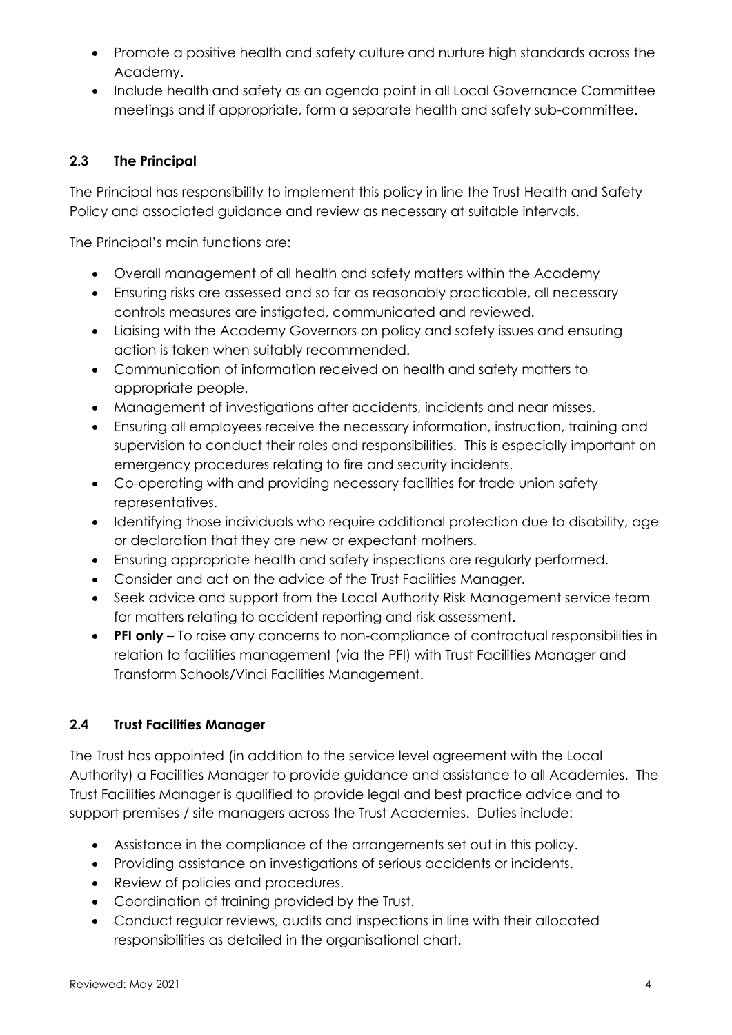- Promote a positive health and safety culture and nurture high standards across the Academy.
- Include health and safety as an agenda point in all Local Governance Committee meetings and if appropriate, form a separate health and safety sub-committee.

### 2.3 The Principal

The Principal has responsibility to implement this policy in line the Trust Health and Safety Policy and associated guidance and review as necessary at suitable intervals.

The Principal's main functions are:

- Overall management of all health and safety matters within the Academy
- Ensuring risks are assessed and so far as reasonably practicable, all necessary controls measures are instigated, communicated and reviewed.
- Liaising with the Academy Governors on policy and safety issues and ensuring action is taken when suitably recommended.
- Communication of information received on health and safety matters to appropriate people.
- Management of investigations after accidents, incidents and near misses.
- Ensuring all employees receive the necessary information, instruction, training and supervision to conduct their roles and responsibilities. This is especially important on emergency procedures relating to fire and security incidents.
- Co-operating with and providing necessary facilities for trade union safety representatives.
- Identifying those individuals who require additional protection due to disability, age or declaration that they are new or expectant mothers.
- Ensuring appropriate health and safety inspections are regularly performed.
- Consider and act on the advice of the Trust Facilities Manager.
- Seek advice and support from the Local Authority Risk Management service team for matters relating to accident reporting and risk assessment.
- **PFI only** – To raise any concerns to non-compliance of contractual responsibilities in relation to facilities management (via the PFI) with Trust Facilities Manager and Transform Schools/Vinci Facilities Management.

### 2.4 Trust Facilities Manager

The Trust has appointed (in addition to the service level agreement with the Local Authority) a Facilities Manager to provide guidance and assistance to all Academies. The Trust Facilities Manager is qualified to provide legal and best practice advice and to support premises / site managers across the Trust Academies. Duties include:

- Assistance in the compliance of the arrangements set out in this policy.
- Providing assistance on investigations of serious accidents or incidents.
- Review of policies and procedures.
- Coordination of training provided by the Trust.
- Conduct regular reviews, audits and inspections in line with their allocated responsibilities as detailed in the organisational chart.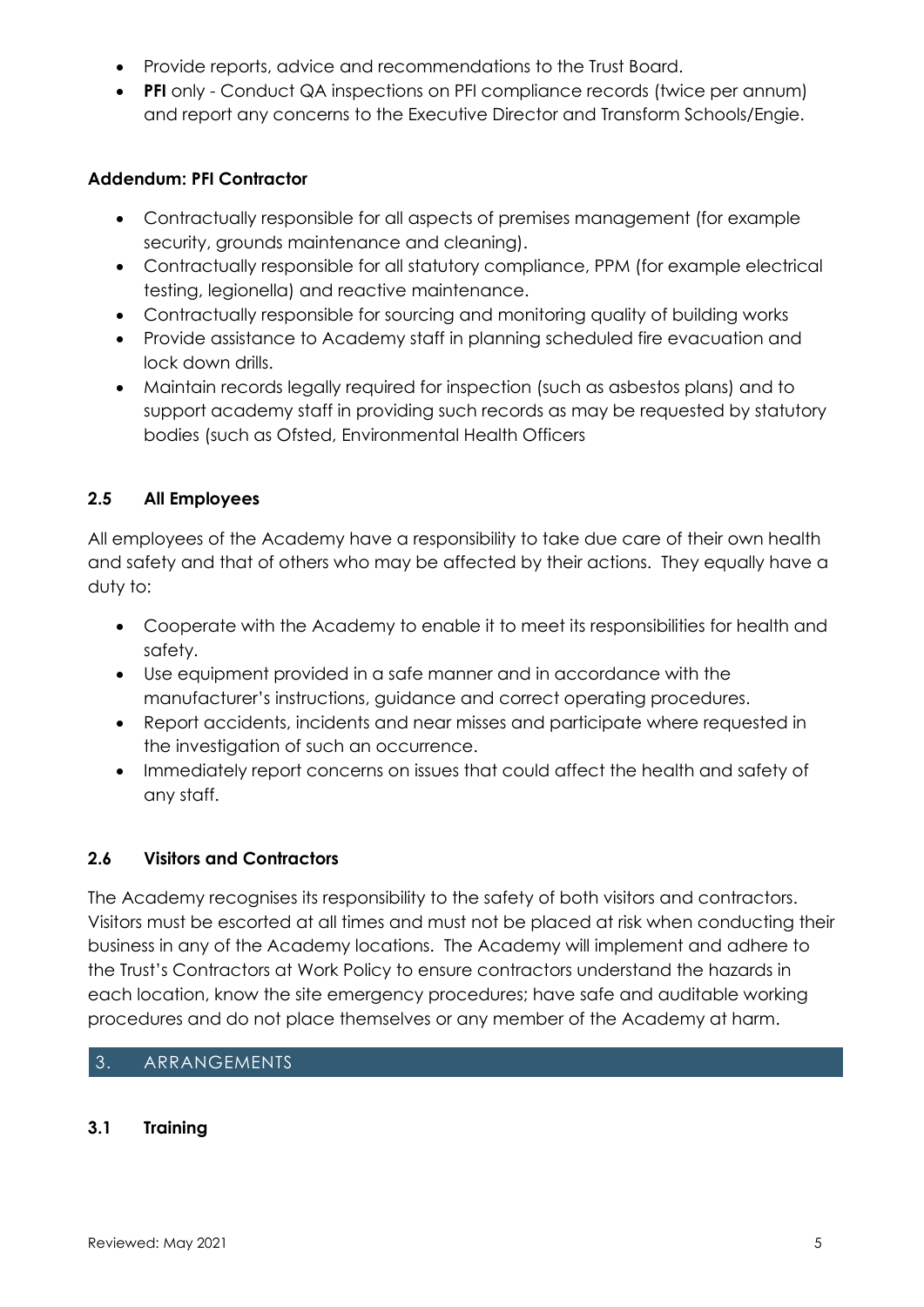- Provide reports, advice and recommendations to the Trust Board.
- **PFI** only - Conduct QA inspections on PFI compliance records (twice per annum) and report any concerns to the Executive Director and Transform Schools/Engie.

**Addendum: PFI Contractor**

- Contractually responsible for all aspects of premises management (for example security, grounds maintenance and cleaning).
- Contractually responsible for all statutory compliance, PPM (for example electrical testing, legionella) and reactive maintenance.
- Contractually responsible for sourcing and monitoring quality of building works
- Provide assistance to Academy staff in planning scheduled fire evacuation and lock down drills.
- Maintain records legally required for inspection (such as asbestos plans) and to support academy staff in providing such records as may be requested by statutory bodies (such as Ofsted, Environmental Health Officers

### 2.5 All Employees

All employees of the Academy have a responsibility to take due care of their own health and safety and that of others who may be affected by their actions. They equally have a duty to:

- Cooperate with the Academy to enable it to meet its responsibilities for health and safety.
- Use equipment provided in a safe manner and in accordance with the manufacturer's instructions, guidance and correct operating procedures.
- Report accidents, incidents and near misses and participate where requested in the investigation of such an occurrence.
- Immediately report concerns on issues that could affect the health and safety of any staff.

### 2.6 Visitors and Contractors

The Academy recognises its responsibility to the safety of both visitors and contractors. Visitors must be escorted at all times and must not be placed at risk when conducting their business in any of the Academy locations. The Academy will implement and adhere to the Trust's Contractors at Work Policy to ensure contractors understand the hazards in each location, know the site emergency procedures; have safe and auditable working procedures and do not place themselves or any member of the Academy at harm.

## 3. ARRANGEMENTS

### 3.1 Training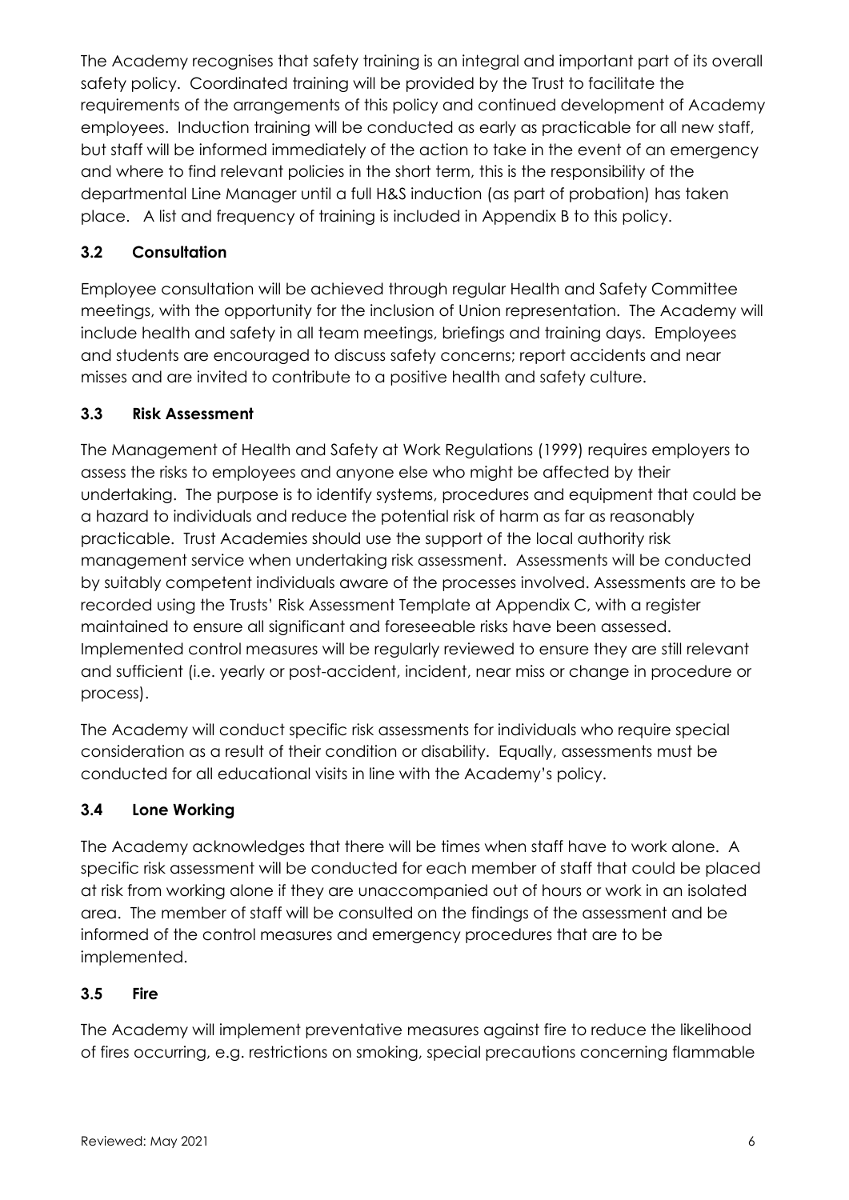The Academy recognises that safety training is an integral and important part of its overall safety policy. Coordinated training will be provided by the Trust to facilitate the requirements of the arrangements of this policy and continued development of Academy employees. Induction training will be conducted as early as practicable for all new staff, but staff will be informed immediately of the action to take in the event of an emergency and where to find relevant policies in the short term, this is the responsibility of the departmental Line Manager until a full H&S induction (as part of probation) has taken place. A list and frequency of training is included in Appendix B to this policy.

### 3.2 Consultation

Employee consultation will be achieved through regular Health and Safety Committee meetings, with the opportunity for the inclusion of Union representation. The Academy will include health and safety in all team meetings, briefings and training days. Employees and students are encouraged to discuss safety concerns; report accidents and near misses and are invited to contribute to a positive health and safety culture.

### 3.3 Risk Assessment

The Management of Health and Safety at Work Regulations (1999) requires employers to assess the risks to employees and anyone else who might be affected by their undertaking. The purpose is to identify systems, procedures and equipment that could be a hazard to individuals and reduce the potential risk of harm as far as reasonably practicable. Trust Academies should use the support of the local authority risk management service when undertaking risk assessment. Assessments will be conducted by suitably competent individuals aware of the processes involved. Assessments are to be recorded using the Trusts' Risk Assessment Template at Appendix C, with a register maintained to ensure all significant and foreseeable risks have been assessed. Implemented control measures will be regularly reviewed to ensure they are still relevant and sufficient (i.e. yearly or post-accident, incident, near miss or change in procedure or process).

The Academy will conduct specific risk assessments for individuals who require special consideration as a result of their condition or disability. Equally, assessments must be conducted for all educational visits in line with the Academy's policy.

### 3.4 Lone Working

The Academy acknowledges that there will be times when staff have to work alone. A specific risk assessment will be conducted for each member of staff that could be placed at risk from working alone if they are unaccompanied out of hours or work in an isolated area. The member of staff will be consulted on the findings of the assessment and be informed of the control measures and emergency procedures that are to be implemented.

### 3.5 Fire

The Academy will implement preventative measures against fire to reduce the likelihood of fires occurring, e.g. restrictions on smoking, special precautions concerning flammable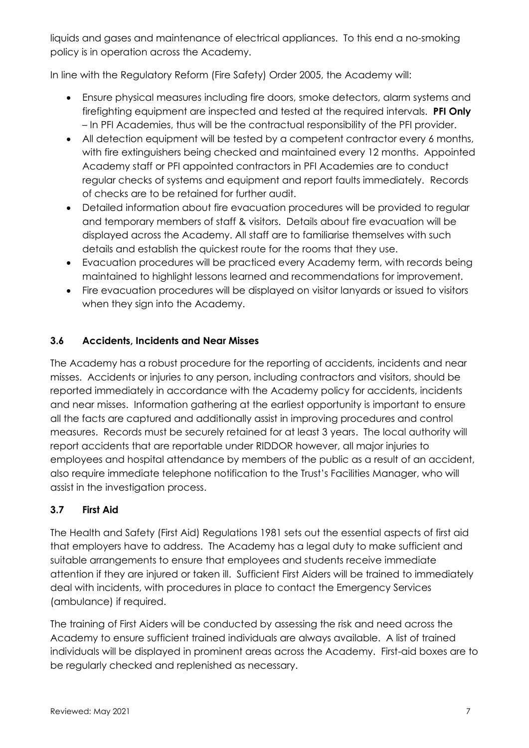liquids and gases and maintenance of electrical appliances. To this end a no-smoking policy is in operation across the Academy.

In line with the Regulatory Reform (Fire Safety) Order 2005, the Academy will:

- Ensure physical measures including fire doors, smoke detectors, alarm systems and firefighting equipment are inspected and tested at the required intervals. **PFI Only** – In PFI Academies, thus will be the contractual responsibility of the PFI provider.
- All detection equipment will be tested by a competent contractor every 6 months, with fire extinguishers being checked and maintained every 12 months. Appointed Academy staff or PFI appointed contractors in PFI Academies are to conduct regular checks of systems and equipment and report faults immediately. Records of checks are to be retained for further audit.
- Detailed information about fire evacuation procedures will be provided to regular and temporary members of staff & visitors. Details about fire evacuation will be displayed across the Academy. All staff are to familiarise themselves with such details and establish the quickest route for the rooms that they use.
- Evacuation procedures will be practiced every Academy term, with records being maintained to highlight lessons learned and recommendations for improvement.
- Fire evacuation procedures will be displayed on visitor lanyards or issued to visitors when they sign into the Academy.

### 3.6 Accidents, Incidents and Near Misses

The Academy has a robust procedure for the reporting of accidents, incidents and near misses. Accidents or injuries to any person, including contractors and visitors, should be reported immediately in accordance with the Academy policy for accidents, incidents and near misses. Information gathering at the earliest opportunity is important to ensure all the facts are captured and additionally assist in improving procedures and control measures. Records must be securely retained for at least 3 years. The local authority will report accidents that are reportable under RIDDOR however, all major injuries to employees and hospital attendance by members of the public as a result of an accident, also require immediate telephone notification to the Trust's Facilities Manager, who will assist in the investigation process.

### 3.7 First Aid

The Health and Safety (First Aid) Regulations 1981 sets out the essential aspects of first aid that employers have to address. The Academy has a legal duty to make sufficient and suitable arrangements to ensure that employees and students receive immediate attention if they are injured or taken ill. Sufficient First Aiders will be trained to immediately deal with incidents, with procedures in place to contact the Emergency Services (ambulance) if required.

The training of First Aiders will be conducted by assessing the risk and need across the Academy to ensure sufficient trained individuals are always available. A list of trained individuals will be displayed in prominent areas across the Academy. First-aid boxes are to be regularly checked and replenished as necessary.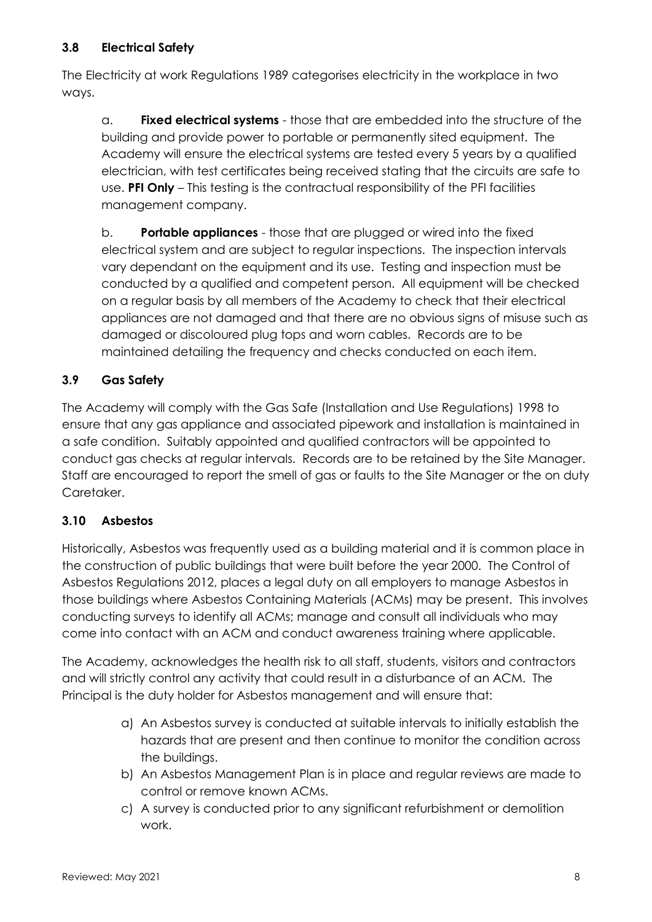### 3.8 Electrical Safety

The Electricity at work Regulations 1989 categorises electricity in the workplace in two ways.

a. **Fixed electrical systems** - those that are embedded into the structure of the building and provide power to portable or permanently sited equipment. The Academy will ensure the electrical systems are tested every 5 years by a qualified electrician, with test certificates being received stating that the circuits are safe to use. **PFI Only** – This testing is the contractual responsibility of the PFI facilities management company.

b. **Portable appliances** - those that are plugged or wired into the fixed electrical system and are subject to regular inspections. The inspection intervals vary dependant on the equipment and its use. Testing and inspection must be conducted by a qualified and competent person. All equipment will be checked on a regular basis by all members of the Academy to check that their electrical appliances are not damaged and that there are no obvious signs of misuse such as damaged or discoloured plug tops and worn cables. Records are to be maintained detailing the frequency and checks conducted on each item.

### 3.9 Gas Safety

The Academy will comply with the Gas Safe (Installation and Use Regulations) 1998 to ensure that any gas appliance and associated pipework and installation is maintained in a safe condition. Suitably appointed and qualified contractors will be appointed to conduct gas checks at regular intervals. Records are to be retained by the Site Manager. Staff are encouraged to report the smell of gas or faults to the Site Manager or the on duty Caretaker.

### 3.10 Asbestos

Historically, Asbestos was frequently used as a building material and it is common place in the construction of public buildings that were built before the year 2000. The Control of Asbestos Regulations 2012, places a legal duty on all employers to manage Asbestos in those buildings where Asbestos Containing Materials (ACMs) may be present. This involves conducting surveys to identify all ACMs; manage and consult all individuals who may come into contact with an ACM and conduct awareness training where applicable.

The Academy, acknowledges the health risk to all staff, students, visitors and contractors and will strictly control any activity that could result in a disturbance of an ACM. The Principal is the duty holder for Asbestos management and will ensure that:

a) An Asbestos survey is conducted at suitable intervals to initially establish the hazards that are present and then continue to monitor the condition across the buildings.
b) An Asbestos Management Plan is in place and regular reviews are made to control or remove known ACMs.
c) A survey is conducted prior to any significant refurbishment or demolition work.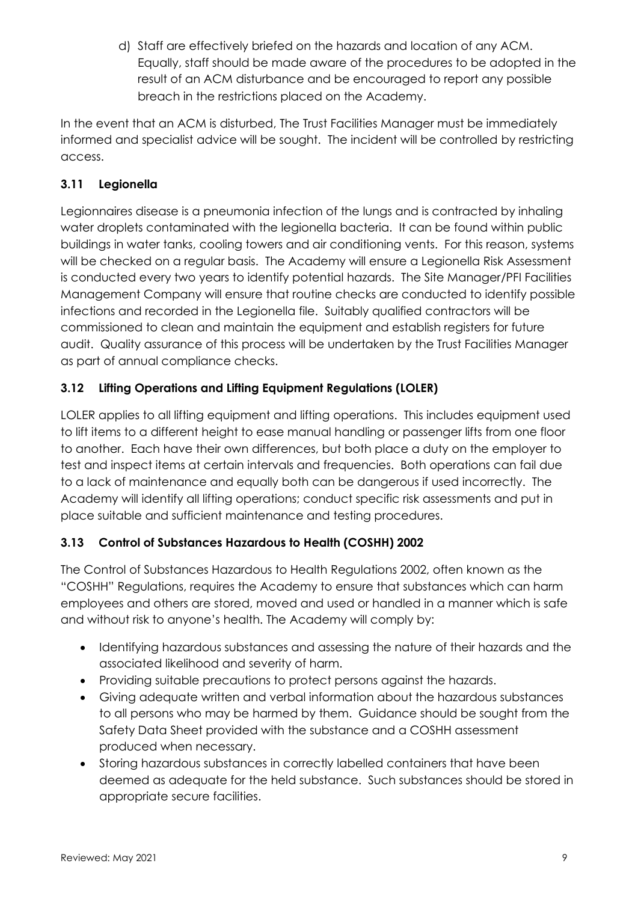d) Staff are effectively briefed on the hazards and location of any ACM. Equally, staff should be made aware of the procedures to be adopted in the result of an ACM disturbance and be encouraged to report any possible breach in the restrictions placed on the Academy.

In the event that an ACM is disturbed, The Trust Facilities Manager must be immediately informed and specialist advice will be sought. The incident will be controlled by restricting access.

### 3.11 Legionella

Legionnaires disease is a pneumonia infection of the lungs and is contracted by inhaling water droplets contaminated with the legionella bacteria. It can be found within public buildings in water tanks, cooling towers and air conditioning vents. For this reason, systems will be checked on a regular basis. The Academy will ensure a Legionella Risk Assessment is conducted every two years to identify potential hazards. The Site Manager/PFI Facilities Management Company will ensure that routine checks are conducted to identify possible infections and recorded in the Legionella file. Suitably qualified contractors will be commissioned to clean and maintain the equipment and establish registers for future audit. Quality assurance of this process will be undertaken by the Trust Facilities Manager as part of annual compliance checks.

### 3.12 Lifting Operations and Lifting Equipment Regulations (LOLER)

LOLER applies to all lifting equipment and lifting operations. This includes equipment used to lift items to a different height to ease manual handling or passenger lifts from one floor to another. Each have their own differences, but both place a duty on the employer to test and inspect items at certain intervals and frequencies. Both operations can fail due to a lack of maintenance and equally both can be dangerous if used incorrectly. The Academy will identify all lifting operations; conduct specific risk assessments and put in place suitable and sufficient maintenance and testing procedures.

### 3.13 Control of Substances Hazardous to Health (COSHH) 2002

The Control of Substances Hazardous to Health Regulations 2002, often known as the "COSHH" Regulations, requires the Academy to ensure that substances which can harm employees and others are stored, moved and used or handled in a manner which is safe and without risk to anyone's health. The Academy will comply by:

- Identifying hazardous substances and assessing the nature of their hazards and the associated likelihood and severity of harm.
- Providing suitable precautions to protect persons against the hazards.
- Giving adequate written and verbal information about the hazardous substances to all persons who may be harmed by them. Guidance should be sought from the Safety Data Sheet provided with the substance and a COSHH assessment produced when necessary.
- Storing hazardous substances in correctly labelled containers that have been deemed as adequate for the held substance. Such substances should be stored in appropriate secure facilities.

Reviewed: May 2021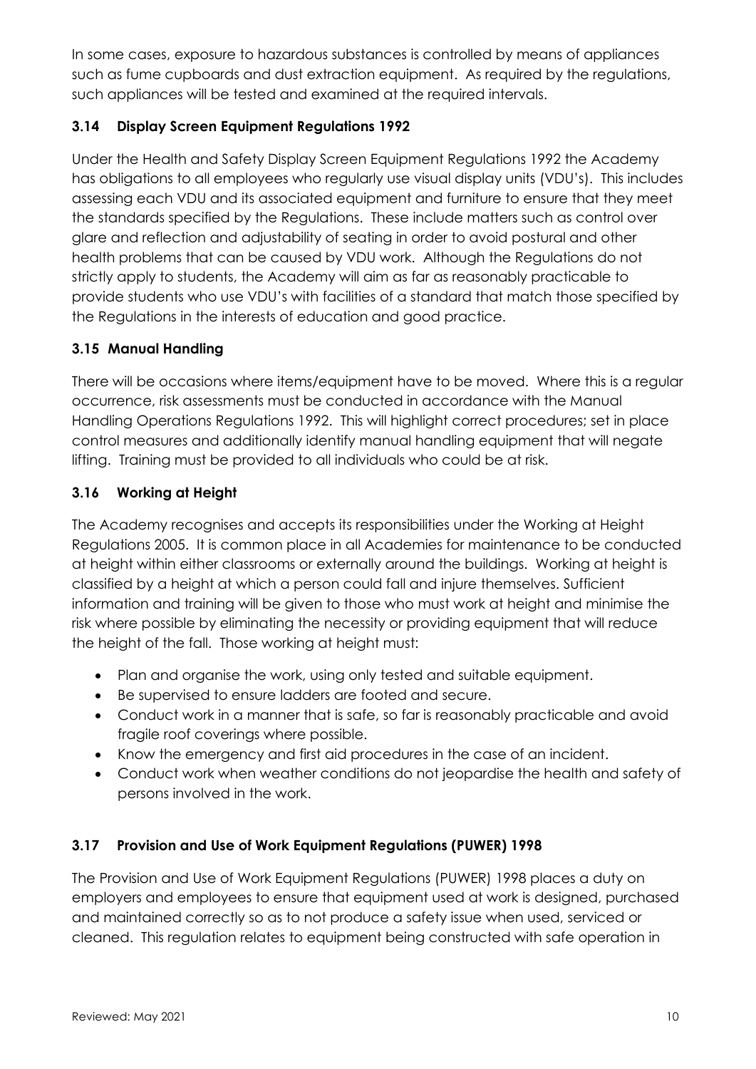In some cases, exposure to hazardous substances is controlled by means of appliances such as fume cupboards and dust extraction equipment. As required by the regulations, such appliances will be tested and examined at the required intervals.

### 3.14 Display Screen Equipment Regulations 1992

Under the Health and Safety Display Screen Equipment Regulations 1992 the Academy has obligations to all employees who regularly use visual display units (VDU's). This includes assessing each VDU and its associated equipment and furniture to ensure that they meet the standards specified by the Regulations. These include matters such as control over glare and reflection and adjustability of seating in order to avoid postural and other health problems that can be caused by VDU work. Although the Regulations do not strictly apply to students, the Academy will aim as far as reasonably practicable to provide students who use VDU's with facilities of a standard that match those specified by the Regulations in the interests of education and good practice.

### 3.15 Manual Handling

There will be occasions where items/equipment have to be moved. Where this is a regular occurrence, risk assessments must be conducted in accordance with the Manual Handling Operations Regulations 1992. This will highlight correct procedures; set in place control measures and additionally identify manual handling equipment that will negate lifting. Training must be provided to all individuals who could be at risk.

### 3.16 Working at Height

The Academy recognises and accepts its responsibilities under the Working at Height Regulations 2005. It is common place in all Academies for maintenance to be conducted at height within either classrooms or externally around the buildings. Working at height is classified by a height at which a person could fall and injure themselves. Sufficient information and training will be given to those who must work at height and minimise the risk where possible by eliminating the necessity or providing equipment that will reduce the height of the fall. Those working at height must:

- Plan and organise the work, using only tested and suitable equipment.
- Be supervised to ensure ladders are footed and secure.
- Conduct work in a manner that is safe, so far is reasonably practicable and avoid fragile roof coverings where possible.
- Know the emergency and first aid procedures in the case of an incident.
- Conduct work when weather conditions do not jeopardise the health and safety of persons involved in the work.

### 3.17 Provision and Use of Work Equipment Regulations (PUWER) 1998

The Provision and Use of Work Equipment Regulations (PUWER) 1998 places a duty on employers and employees to ensure that equipment used at work is designed, purchased and maintained correctly so as to not produce a safety issue when used, serviced or cleaned. This regulation relates to equipment being constructed with safe operation in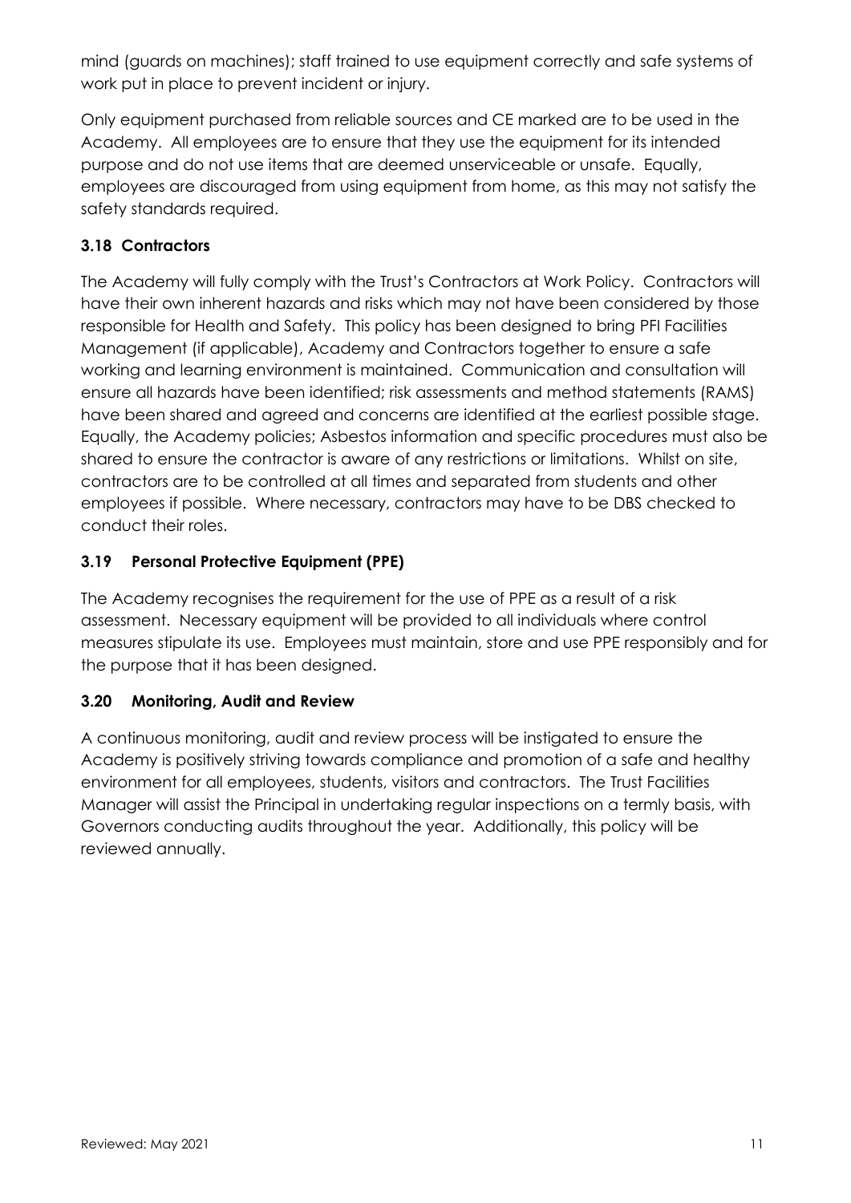mind (guards on machines); staff trained to use equipment correctly and safe systems of work put in place to prevent incident or injury.

Only equipment purchased from reliable sources and CE marked are to be used in the Academy. All employees are to ensure that they use the equipment for its intended purpose and do not use items that are deemed unserviceable or unsafe. Equally, employees are discouraged from using equipment from home, as this may not satisfy the safety standards required.

### 3.18 Contractors

The Academy will fully comply with the Trust's Contractors at Work Policy. Contractors will have their own inherent hazards and risks which may not have been considered by those responsible for Health and Safety. This policy has been designed to bring PFI Facilities Management (if applicable), Academy and Contractors together to ensure a safe working and learning environment is maintained. Communication and consultation will ensure all hazards have been identified; risk assessments and method statements (RAMS) have been shared and agreed and concerns are identified at the earliest possible stage. Equally, the Academy policies; Asbestos information and specific procedures must also be shared to ensure the contractor is aware of any restrictions or limitations. Whilst on site, contractors are to be controlled at all times and separated from students and other employees if possible. Where necessary, contractors may have to be DBS checked to conduct their roles.

### 3.19 Personal Protective Equipment (PPE)

The Academy recognises the requirement for the use of PPE as a result of a risk assessment. Necessary equipment will be provided to all individuals where control measures stipulate its use. Employees must maintain, store and use PPE responsibly and for the purpose that it has been designed.

### 3.20 Monitoring, Audit and Review

A continuous monitoring, audit and review process will be instigated to ensure the Academy is positively striving towards compliance and promotion of a safe and healthy environment for all employees, students, visitors and contractors. The Trust Facilities Manager will assist the Principal in undertaking regular inspections on a termly basis, with Governors conducting audits throughout the year. Additionally, this policy will be reviewed annually.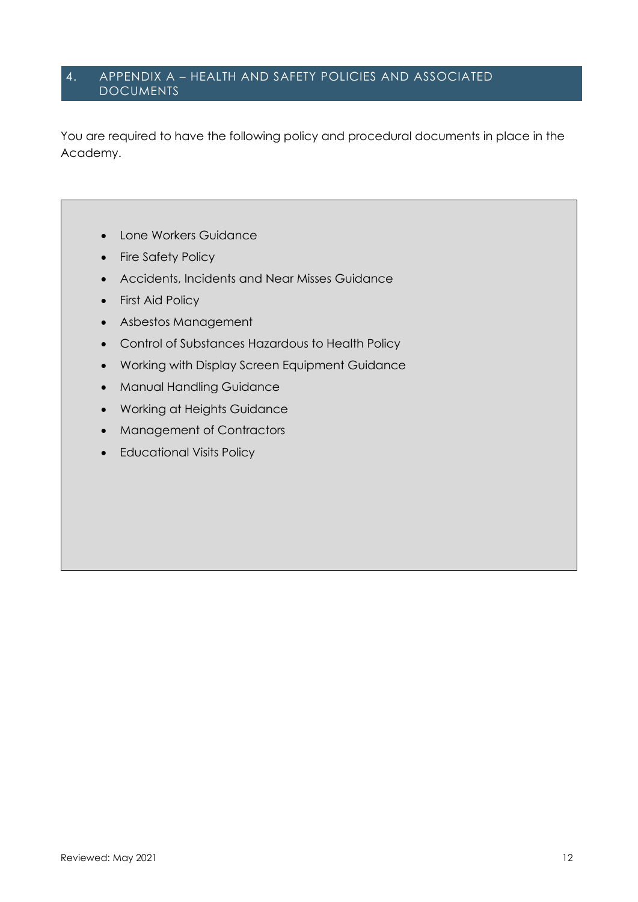## 4. APPENDIX A – HEALTH AND SAFETY POLICIES AND ASSOCIATED DOCUMENTS

You are required to have the following policy and procedural documents in place in the Academy.

- Lone Workers Guidance
- Fire Safety Policy
- Accidents, Incidents and Near Misses Guidance
- First Aid Policy
- Asbestos Management
- Control of Substances Hazardous to Health Policy
- Working with Display Screen Equipment Guidance
- Manual Handling Guidance
- Working at Heights Guidance
- Management of Contractors
- Educational Visits Policy

Reviewed: May 2021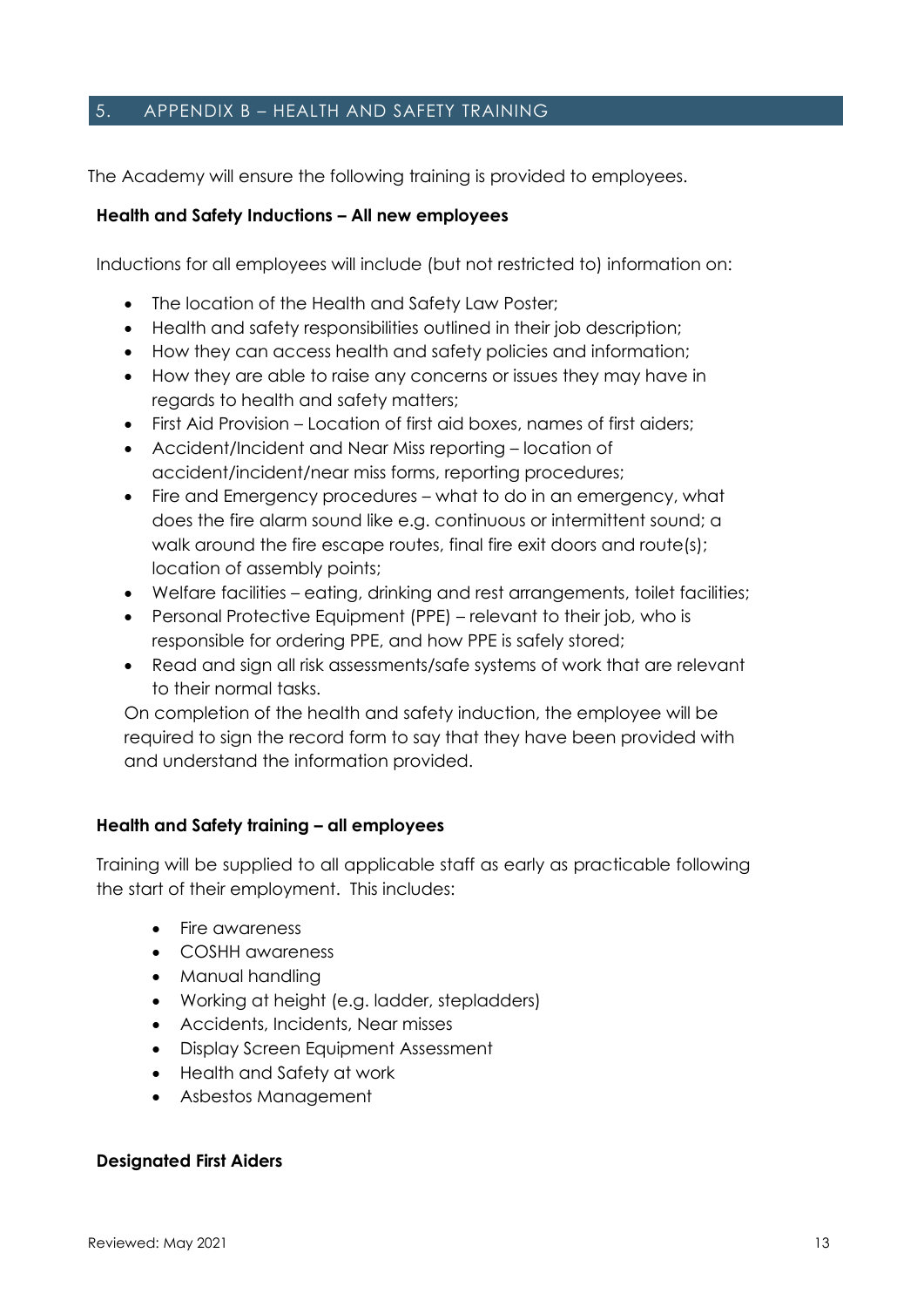## 5. APPENDIX B – HEALTH AND SAFETY TRAINING

The Academy will ensure the following training is provided to employees.

**Health and Safety Inductions – All new employees**

Inductions for all employees will include (but not restricted to) information on:

- The location of the Health and Safety Law Poster;
- Health and safety responsibilities outlined in their job description;
- How they can access health and safety policies and information;
- How they are able to raise any concerns or issues they may have in regards to health and safety matters;
- First Aid Provision – Location of first aid boxes, names of first aiders;
- Accident/Incident and Near Miss reporting – location of accident/incident/near miss forms, reporting procedures;
- Fire and Emergency procedures – what to do in an emergency, what does the fire alarm sound like e.g. continuous or intermittent sound; a walk around the fire escape routes, final fire exit doors and route(s); location of assembly points;
- Welfare facilities – eating, drinking and rest arrangements, toilet facilities;
- Personal Protective Equipment (PPE) – relevant to their job, who is responsible for ordering PPE, and how PPE is safely stored;
- Read and sign all risk assessments/safe systems of work that are relevant to their normal tasks.

On completion of the health and safety induction, the employee will be required to sign the record form to say that they have been provided with and understand the information provided.

**Health and Safety training – all employees**

Training will be supplied to all applicable staff as early as practicable following the start of their employment. This includes:

- Fire awareness
- COSHH awareness
- Manual handling
- Working at height (e.g. ladder, stepladders)
- Accidents, Incidents, Near misses
- Display Screen Equipment Assessment
- Health and Safety at work
- Asbestos Management

**Designated First Aiders**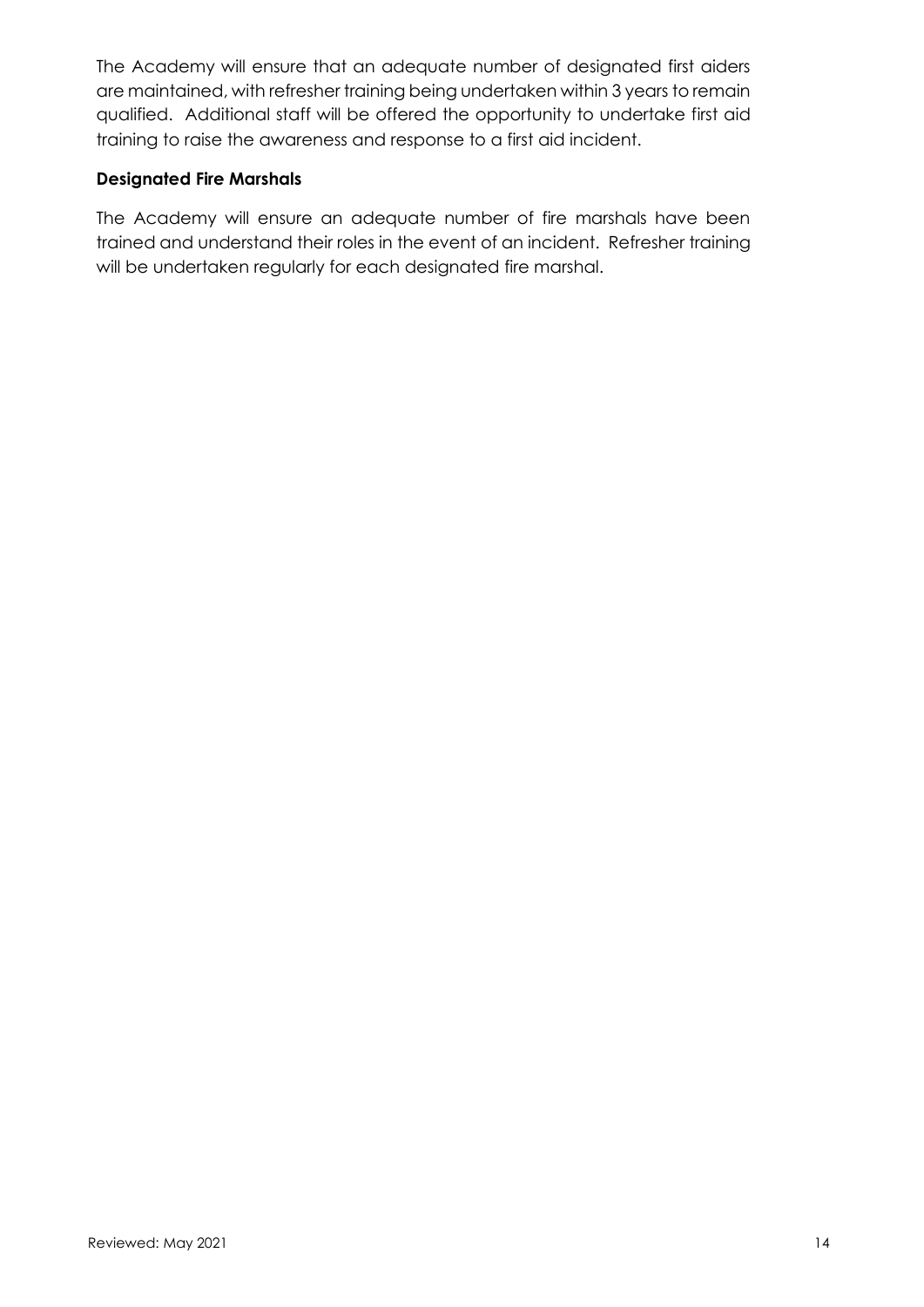The Academy will ensure that an adequate number of designated first aiders are maintained, with refresher training being undertaken within 3 years to remain qualified. Additional staff will be offered the opportunity to undertake first aid training to raise the awareness and response to a first aid incident.

**Designated Fire Marshals**

The Academy will ensure an adequate number of fire marshals have been trained and understand their roles in the event of an incident. Refresher training will be undertaken regularly for each designated fire marshal.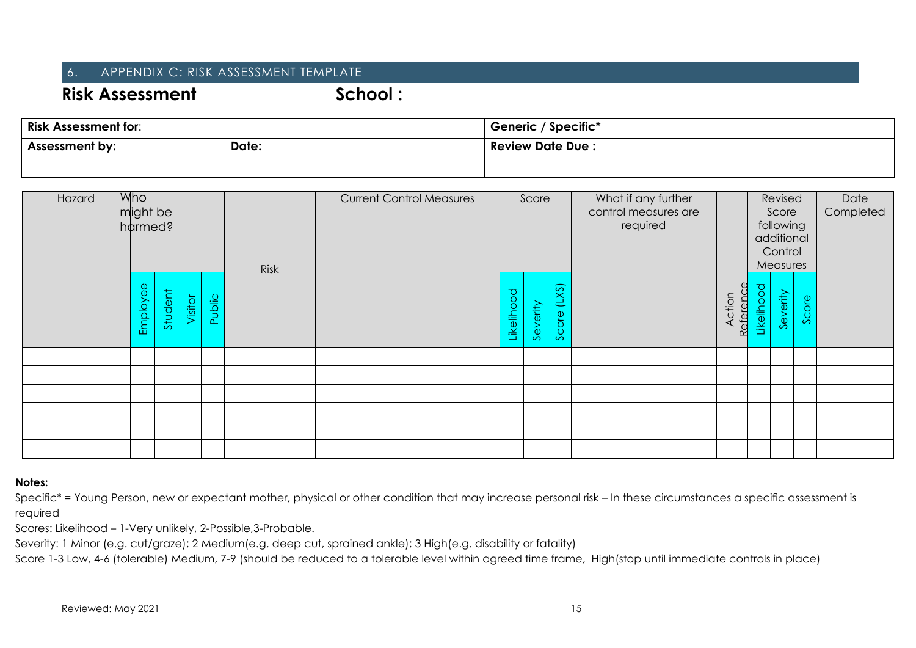## 6. APPENDIX C: RISK ASSESSMENT TEMPLATE

# Risk Assessment School :

| **Risk Assessment for**: | | **Generic / Specific*** |
|---|---|---|
| **Assessment by:** | **Date:** | **Review Date Due :** |

| Hazard | Who might be harmed? | | | | Risk | Current Control Measures | Score | | | What if any further control measures are required | | Revised Score following additional Control Measures | | | Date Completed |
|---|---|---|---|---|---|---|---|---|---|---|---|---|---|---|---|
| | Employee | Student | Visitor | Public | | | Likelihood | Severity | Score (LXS) | | Action Reference | Likelihood | Severity | Score | |
| | | | | | | | | | | | | | | | |
| | | | | | | | | | | | | | | | |
| | | | | | | | | | | | | | | | |
| | | | | | | | | | | | | | | | |
| | | | | | | | | | | | | | | | |
| | | | | | | | | | | | | | | | |

**Notes:**

Specific* = Young Person, new or expectant mother, physical or other condition that may increase personal risk – In these circumstances a specific assessment is required

Scores: Likelihood – 1-Very unlikely, 2-Possible,3-Probable.

Severity: 1 Minor (e.g. cut/graze); 2 Medium(e.g. deep cut, sprained ankle); 3 High(e.g. disability or fatality)

Score 1-3 Low, 4-6 (tolerable) Medium, 7-9 (should be reduced to a tolerable level within agreed time frame, High(stop until immediate controls in place)

Reviewed: May 2021